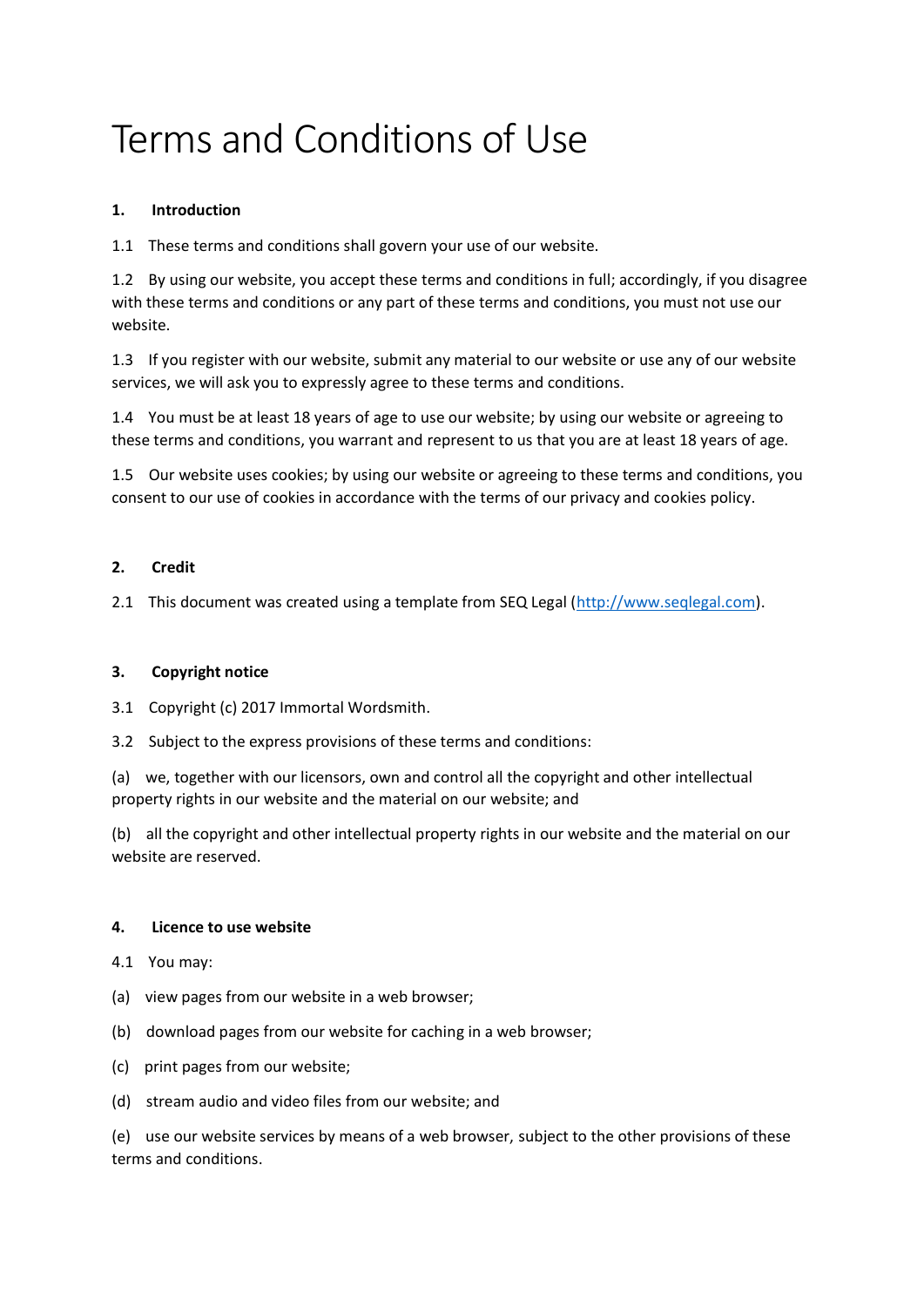# Terms and Conditions of Use

**1. Introduction**

1.1 These terms and conditions shall govern your use of our website.

1.2 By using our website, you accept these terms and conditions in full; accordingly, if you disagree with these terms and conditions or any part of these terms and conditions, you must not use our website.

1.3 If you register with our website, submit any material to our website or use any of our website services, we will ask you to expressly agree to these terms and conditions.

1.4 You must be at least 18 years of age to use our website; by using our website or agreeing to these terms and conditions, you warrant and represent to us that you are at least 18 years of age.

1.5 Our website uses cookies; by using our website or agreeing to these terms and conditions, you consent to our use of cookies in accordance with the terms of our privacy and cookies policy.

**2. Credit**

2.1 This document was created using a template from SEQ Legal ([http://www.seqlegal.com](http://www.seqlegal.com)).

**3. Copyright notice**

3.1 Copyright (c) 2017 Immortal Wordsmith.

3.2 Subject to the express provisions of these terms and conditions:

(a) we, together with our licensors, own and control all the copyright and other intellectual property rights in our website and the material on our website; and

(b) all the copyright and other intellectual property rights in our website and the material on our website are reserved.

**4. Licence to use website**

4.1 You may:

(a) view pages from our website in a web browser;

(b) download pages from our website for caching in a web browser;

(c) print pages from our website;

(d) stream audio and video files from our website; and

(e) use our website services by means of a web browser, subject to the other provisions of these terms and conditions.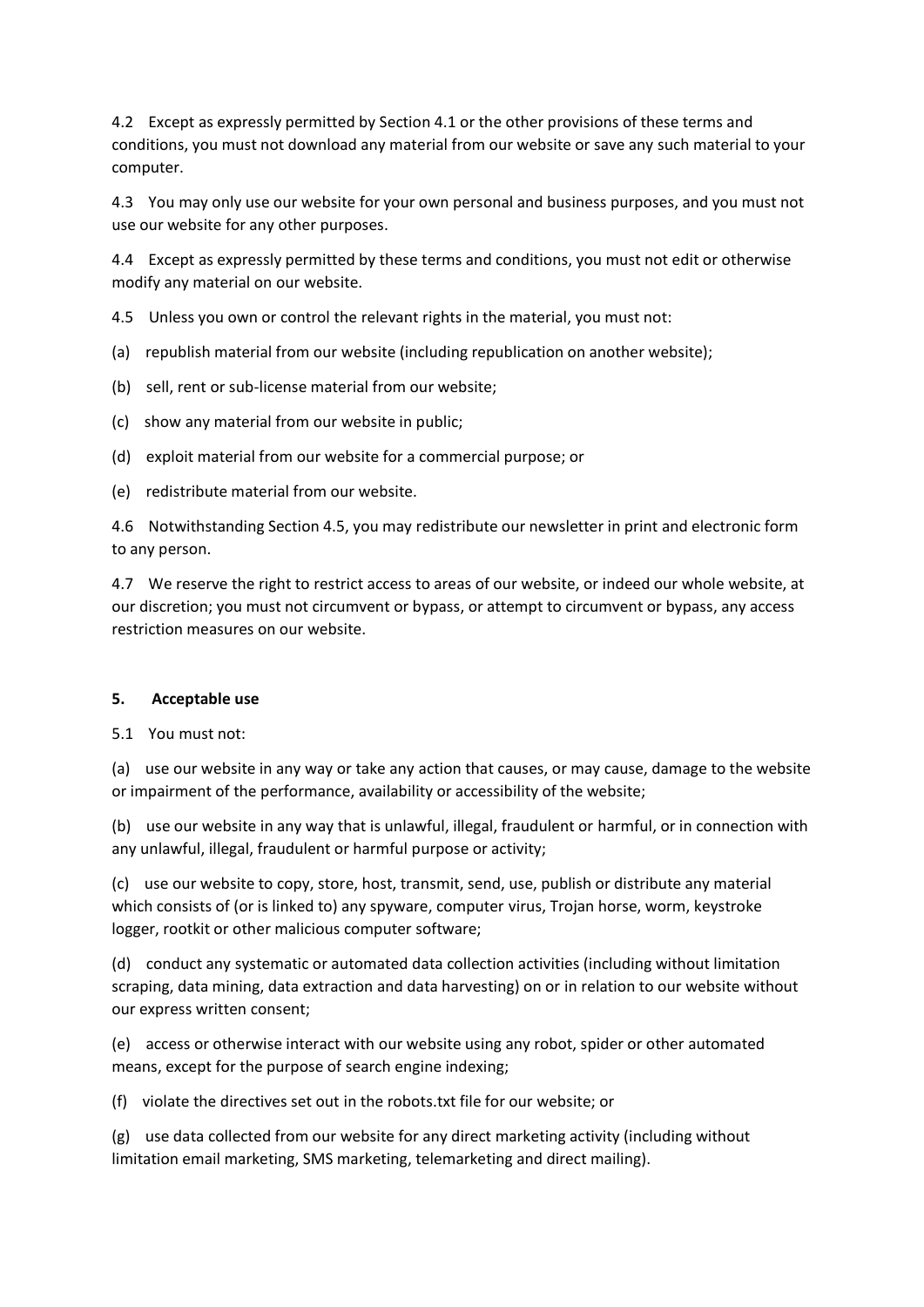4.2 Except as expressly permitted by Section 4.1 or the other provisions of these terms and conditions, you must not download any material from our website or save any such material to your computer.

4.3 You may only use our website for your own personal and business purposes, and you must not use our website for any other purposes.

4.4 Except as expressly permitted by these terms and conditions, you must not edit or otherwise modify any material on our website.

4.5 Unless you own or control the relevant rights in the material, you must not:

(a) republish material from our website (including republication on another website);

(b) sell, rent or sub-license material from our website;

(c) show any material from our website in public;

(d) exploit material from our website for a commercial purpose; or

(e) redistribute material from our website.

4.6 Notwithstanding Section 4.5, you may redistribute our newsletter in print and electronic form to any person.

4.7 We reserve the right to restrict access to areas of our website, or indeed our whole website, at our discretion; you must not circumvent or bypass, or attempt to circumvent or bypass, any access restriction measures on our website.

## 5. Acceptable use

5.1 You must not:

(a) use our website in any way or take any action that causes, or may cause, damage to the website or impairment of the performance, availability or accessibility of the website;

(b) use our website in any way that is unlawful, illegal, fraudulent or harmful, or in connection with any unlawful, illegal, fraudulent or harmful purpose or activity;

(c) use our website to copy, store, host, transmit, send, use, publish or distribute any material which consists of (or is linked to) any spyware, computer virus, Trojan horse, worm, keystroke logger, rootkit or other malicious computer software;

(d) conduct any systematic or automated data collection activities (including without limitation scraping, data mining, data extraction and data harvesting) on or in relation to our website without our express written consent;

(e) access or otherwise interact with our website using any robot, spider or other automated means, except for the purpose of search engine indexing;

(f) violate the directives set out in the robots.txt file for our website; or

(g) use data collected from our website for any direct marketing activity (including without limitation email marketing, SMS marketing, telemarketing and direct mailing).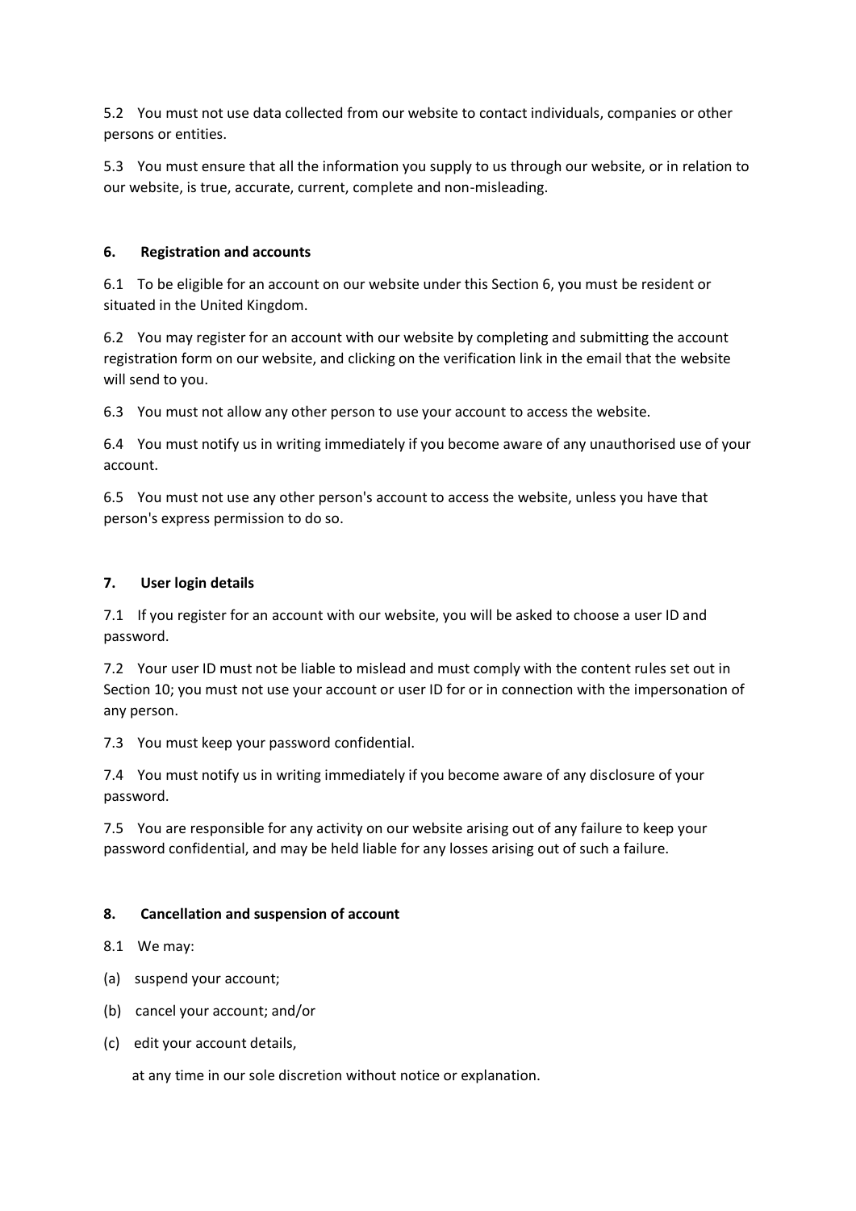5.2 You must not use data collected from our website to contact individuals, companies or other persons or entities.

5.3 You must ensure that all the information you supply to us through our website, or in relation to our website, is true, accurate, current, complete and non-misleading.

## 6. Registration and accounts

6.1 To be eligible for an account on our website under this Section 6, you must be resident or situated in the United Kingdom.

6.2 You may register for an account with our website by completing and submitting the account registration form on our website, and clicking on the verification link in the email that the website will send to you.

6.3 You must not allow any other person to use your account to access the website.

6.4 You must notify us in writing immediately if you become aware of any unauthorised use of your account.

6.5 You must not use any other person's account to access the website, unless you have that person's express permission to do so.

## 7. User login details

7.1 If you register for an account with our website, you will be asked to choose a user ID and password.

7.2 Your user ID must not be liable to mislead and must comply with the content rules set out in Section 10; you must not use your account or user ID for or in connection with the impersonation of any person.

7.3 You must keep your password confidential.

7.4 You must notify us in writing immediately if you become aware of any disclosure of your password.

7.5 You are responsible for any activity on our website arising out of any failure to keep your password confidential, and may be held liable for any losses arising out of such a failure.

## 8. Cancellation and suspension of account

8.1 We may:

(a) suspend your account;

(b) cancel your account; and/or

(c) edit your account details,

at any time in our sole discretion without notice or explanation.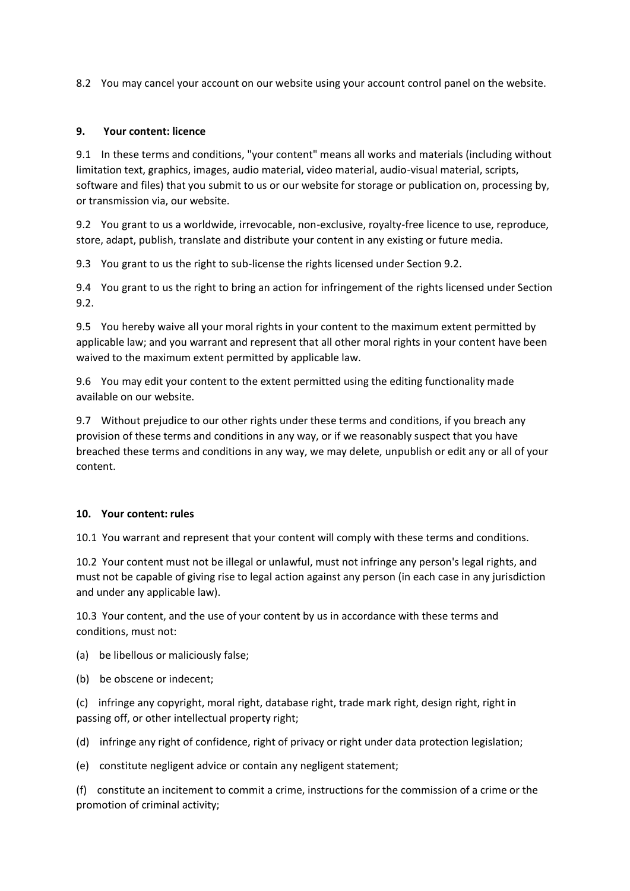8.2 You may cancel your account on our website using your account control panel on the website.

## 9. Your content: licence

9.1 In these terms and conditions, "your content" means all works and materials (including without limitation text, graphics, images, audio material, video material, audio-visual material, scripts, software and files) that you submit to us or our website for storage or publication on, processing by, or transmission via, our website.

9.2 You grant to us a worldwide, irrevocable, non-exclusive, royalty-free licence to use, reproduce, store, adapt, publish, translate and distribute your content in any existing or future media.

9.3 You grant to us the right to sub-license the rights licensed under Section 9.2.

9.4 You grant to us the right to bring an action for infringement of the rights licensed under Section 9.2.

9.5 You hereby waive all your moral rights in your content to the maximum extent permitted by applicable law; and you warrant and represent that all other moral rights in your content have been waived to the maximum extent permitted by applicable law.

9.6 You may edit your content to the extent permitted using the editing functionality made available on our website.

9.7 Without prejudice to our other rights under these terms and conditions, if you breach any provision of these terms and conditions in any way, or if we reasonably suspect that you have breached these terms and conditions in any way, we may delete, unpublish or edit any or all of your content.

## 10. Your content: rules

10.1 You warrant and represent that your content will comply with these terms and conditions.

10.2 Your content must not be illegal or unlawful, must not infringe any person's legal rights, and must not be capable of giving rise to legal action against any person (in each case in any jurisdiction and under any applicable law).

10.3 Your content, and the use of your content by us in accordance with these terms and conditions, must not:

(a) be libellous or maliciously false;

(b) be obscene or indecent;

(c) infringe any copyright, moral right, database right, trade mark right, design right, right in passing off, or other intellectual property right;

(d) infringe any right of confidence, right of privacy or right under data protection legislation;

(e) constitute negligent advice or contain any negligent statement;

(f) constitute an incitement to commit a crime, instructions for the commission of a crime or the promotion of criminal activity;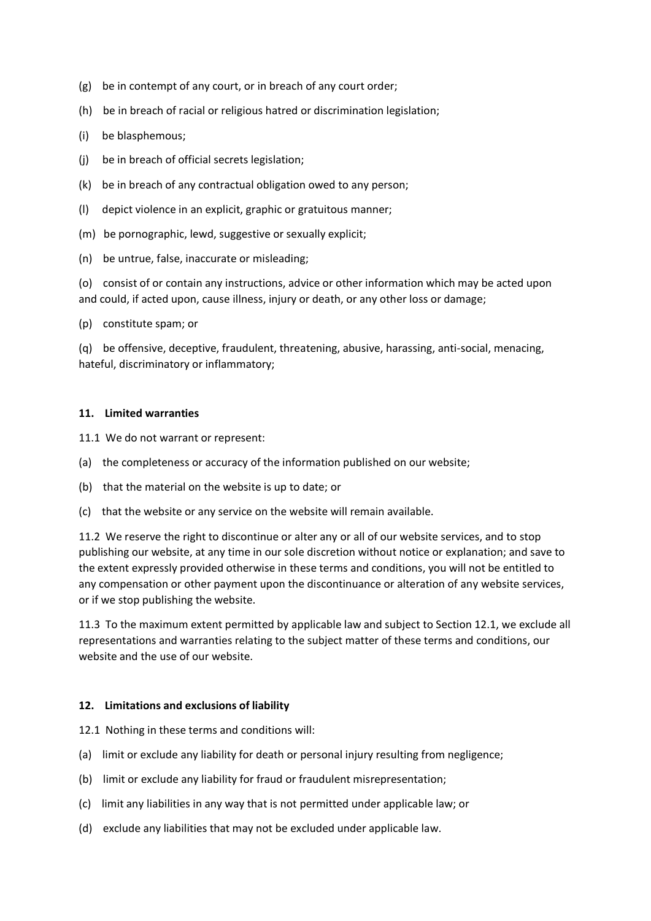(g) be in contempt of any court, or in breach of any court order;

(h) be in breach of racial or religious hatred or discrimination legislation;

(i) be blasphemous;

(j) be in breach of official secrets legislation;

(k) be in breach of any contractual obligation owed to any person;

(l) depict violence in an explicit, graphic or gratuitous manner;

(m) be pornographic, lewd, suggestive or sexually explicit;

(n) be untrue, false, inaccurate or misleading;

(o) consist of or contain any instructions, advice or other information which may be acted upon and could, if acted upon, cause illness, injury or death, or any other loss or damage;

(p) constitute spam; or

(q) be offensive, deceptive, fraudulent, threatening, abusive, harassing, anti-social, menacing, hateful, discriminatory or inflammatory;

## 11. Limited warranties

11.1 We do not warrant or represent:

(a) the completeness or accuracy of the information published on our website;

(b) that the material on the website is up to date; or

(c) that the website or any service on the website will remain available.

11.2 We reserve the right to discontinue or alter any or all of our website services, and to stop publishing our website, at any time in our sole discretion without notice or explanation; and save to the extent expressly provided otherwise in these terms and conditions, you will not be entitled to any compensation or other payment upon the discontinuance or alteration of any website services, or if we stop publishing the website.

11.3 To the maximum extent permitted by applicable law and subject to Section 12.1, we exclude all representations and warranties relating to the subject matter of these terms and conditions, our website and the use of our website.

## 12. Limitations and exclusions of liability

12.1 Nothing in these terms and conditions will:

(a) limit or exclude any liability for death or personal injury resulting from negligence;

(b) limit or exclude any liability for fraud or fraudulent misrepresentation;

(c) limit any liabilities in any way that is not permitted under applicable law; or

(d) exclude any liabilities that may not be excluded under applicable law.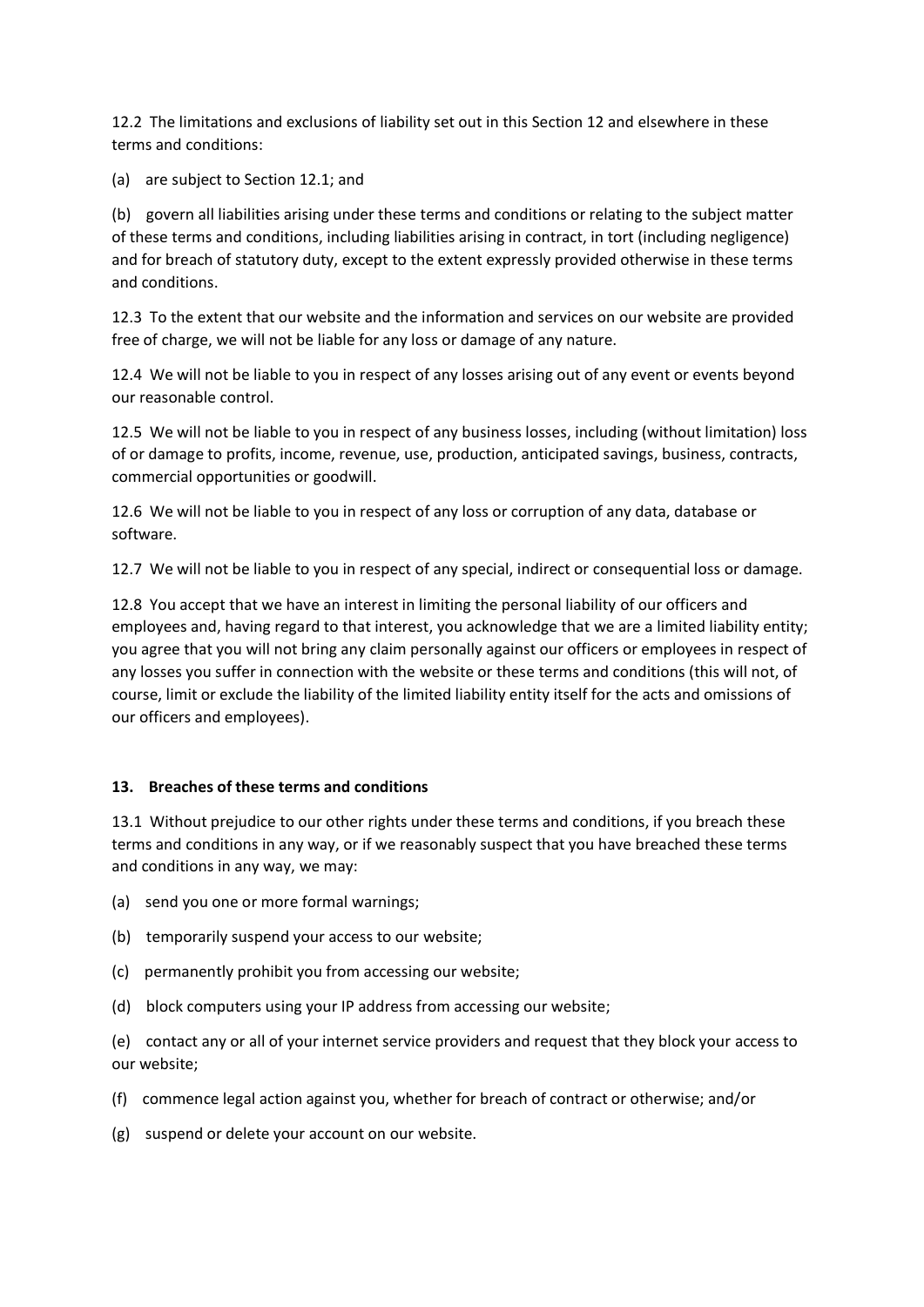12.2 The limitations and exclusions of liability set out in this Section 12 and elsewhere in these terms and conditions:

(a) are subject to Section 12.1; and

(b) govern all liabilities arising under these terms and conditions or relating to the subject matter of these terms and conditions, including liabilities arising in contract, in tort (including negligence) and for breach of statutory duty, except to the extent expressly provided otherwise in these terms and conditions.

12.3 To the extent that our website and the information and services on our website are provided free of charge, we will not be liable for any loss or damage of any nature.

12.4 We will not be liable to you in respect of any losses arising out of any event or events beyond our reasonable control.

12.5 We will not be liable to you in respect of any business losses, including (without limitation) loss of or damage to profits, income, revenue, use, production, anticipated savings, business, contracts, commercial opportunities or goodwill.

12.6 We will not be liable to you in respect of any loss or corruption of any data, database or software.

12.7 We will not be liable to you in respect of any special, indirect or consequential loss or damage.

12.8 You accept that we have an interest in limiting the personal liability of our officers and employees and, having regard to that interest, you acknowledge that we are a limited liability entity; you agree that you will not bring any claim personally against our officers or employees in respect of any losses you suffer in connection with the website or these terms and conditions (this will not, of course, limit or exclude the liability of the limited liability entity itself for the acts and omissions of our officers and employees).

**13. Breaches of these terms and conditions**

13.1 Without prejudice to our other rights under these terms and conditions, if you breach these terms and conditions in any way, or if we reasonably suspect that you have breached these terms and conditions in any way, we may:

(a) send you one or more formal warnings;

(b) temporarily suspend your access to our website;

(c) permanently prohibit you from accessing our website;

(d) block computers using your IP address from accessing our website;

(e) contact any or all of your internet service providers and request that they block your access to our website;

(f) commence legal action against you, whether for breach of contract or otherwise; and/or

(g) suspend or delete your account on our website.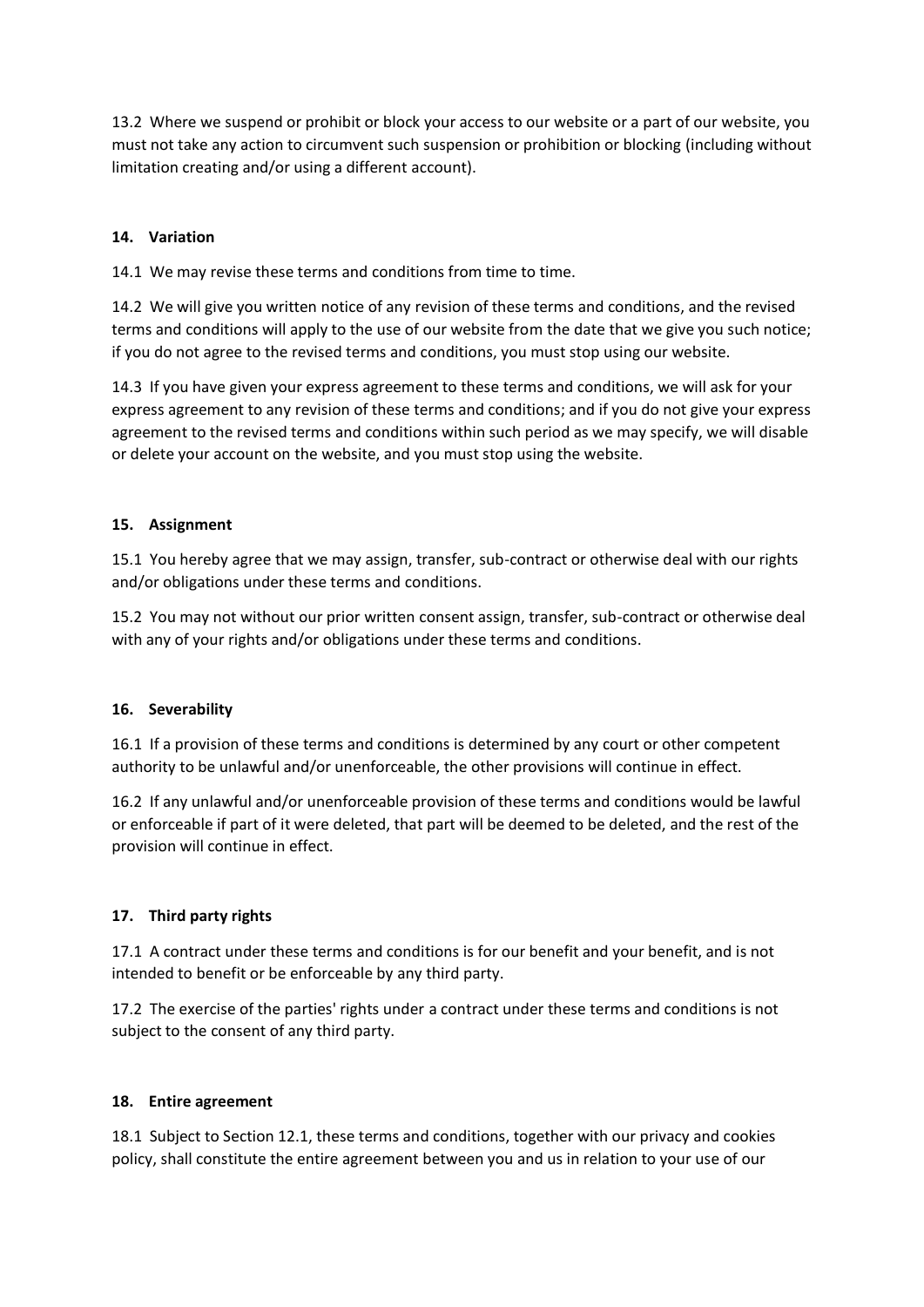13.2 Where we suspend or prohibit or block your access to our website or a part of our website, you must not take any action to circumvent such suspension or prohibition or blocking (including without limitation creating and/or using a different account).

## 14. Variation

14.1 We may revise these terms and conditions from time to time.

14.2 We will give you written notice of any revision of these terms and conditions, and the revised terms and conditions will apply to the use of our website from the date that we give you such notice; if you do not agree to the revised terms and conditions, you must stop using our website.

14.3 If you have given your express agreement to these terms and conditions, we will ask for your express agreement to any revision of these terms and conditions; and if you do not give your express agreement to the revised terms and conditions within such period as we may specify, we will disable or delete your account on the website, and you must stop using the website.

## 15. Assignment

15.1 You hereby agree that we may assign, transfer, sub-contract or otherwise deal with our rights and/or obligations under these terms and conditions.

15.2 You may not without our prior written consent assign, transfer, sub-contract or otherwise deal with any of your rights and/or obligations under these terms and conditions.

## 16. Severability

16.1 If a provision of these terms and conditions is determined by any court or other competent authority to be unlawful and/or unenforceable, the other provisions will continue in effect.

16.2 If any unlawful and/or unenforceable provision of these terms and conditions would be lawful or enforceable if part of it were deleted, that part will be deemed to be deleted, and the rest of the provision will continue in effect.

## 17. Third party rights

17.1 A contract under these terms and conditions is for our benefit and your benefit, and is not intended to benefit or be enforceable by any third party.

17.2 The exercise of the parties' rights under a contract under these terms and conditions is not subject to the consent of any third party.

## 18. Entire agreement

18.1 Subject to Section 12.1, these terms and conditions, together with our privacy and cookies policy, shall constitute the entire agreement between you and us in relation to your use of our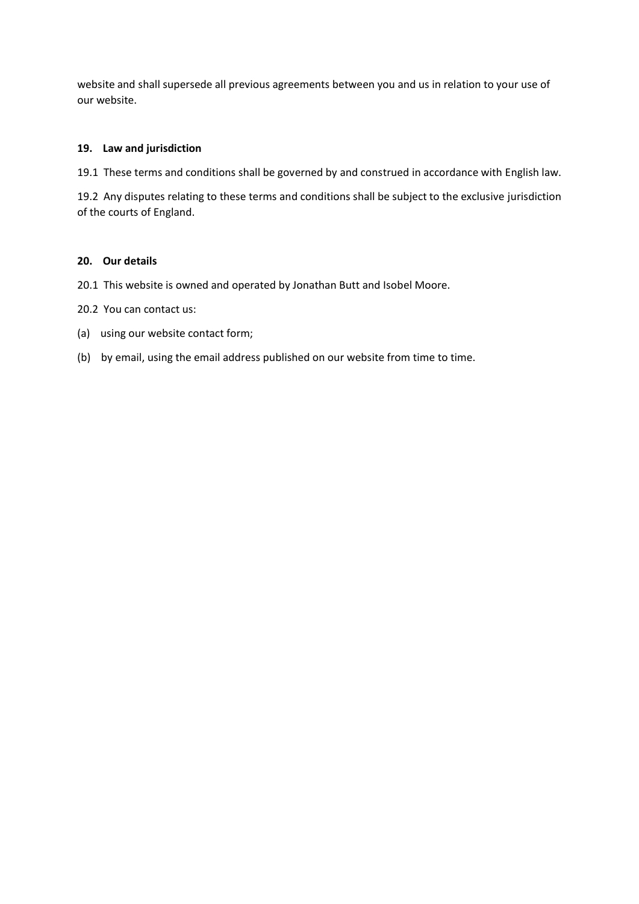website and shall supersede all previous agreements between you and us in relation to your use of our website.

**19. Law and jurisdiction**

19.1 These terms and conditions shall be governed by and construed in accordance with English law.

19.2 Any disputes relating to these terms and conditions shall be subject to the exclusive jurisdiction of the courts of England.

**20. Our details**

20.1 This website is owned and operated by Jonathan Butt and Isobel Moore.

20.2 You can contact us:

(a) using our website contact form;

(b) by email, using the email address published on our website from time to time.